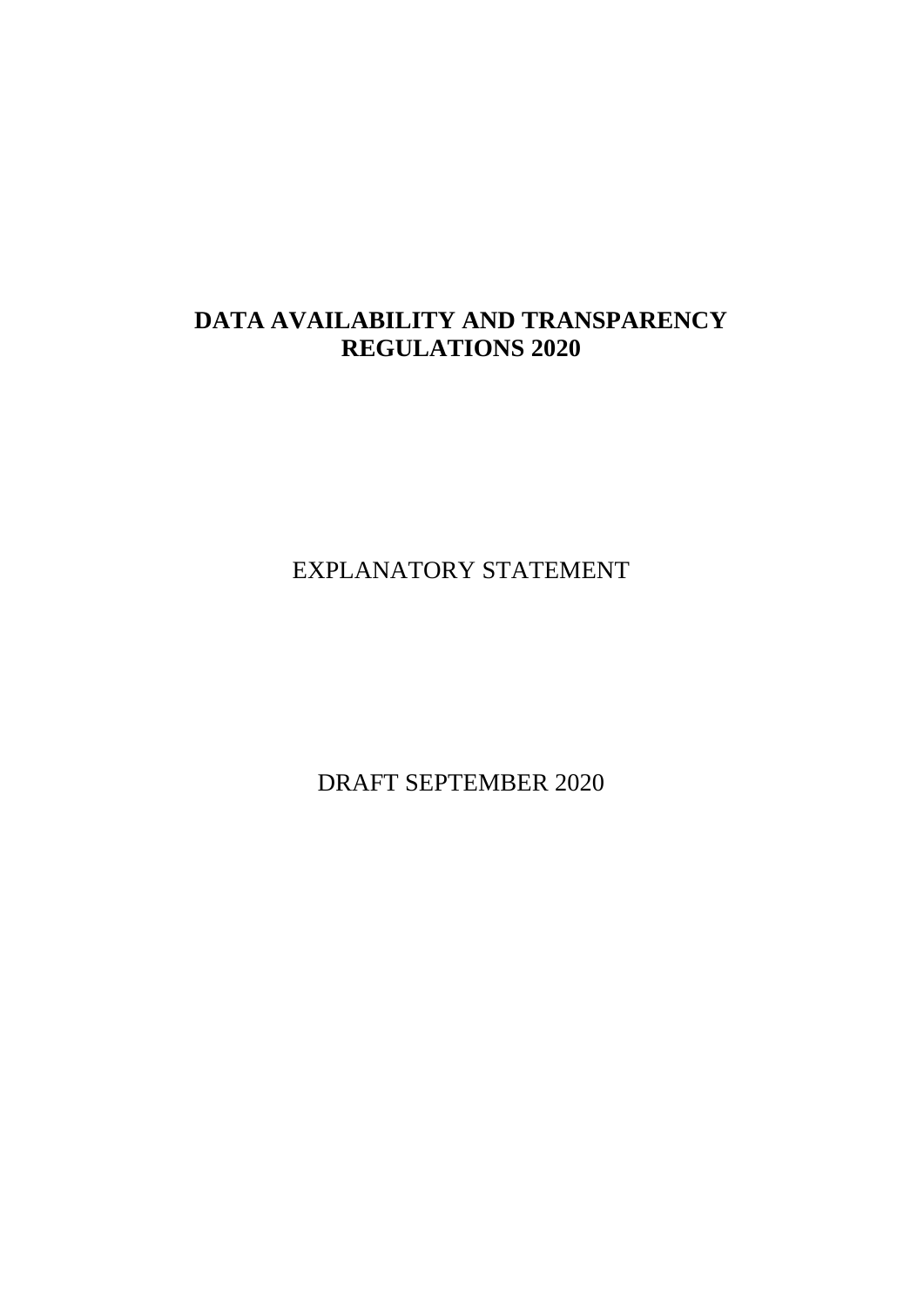# DATA AVAILABILITY AND TRANSPARENCY REGULATIONS 2020

EXPLANATORY STATEMENT

DRAFT SEPTEMBER 2020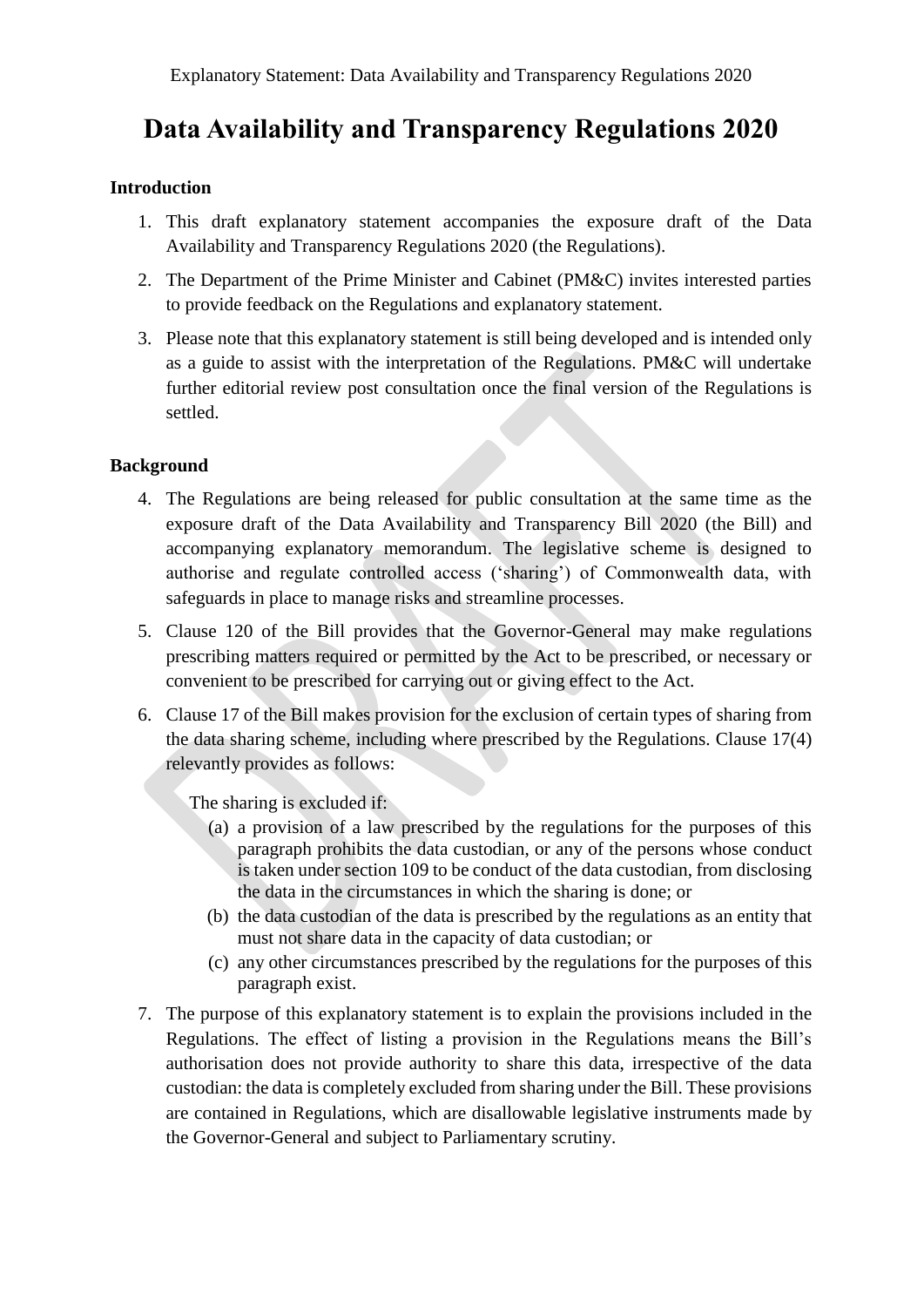# Data Availability and Transparency Regulations 2020

## Introduction

1. This draft explanatory statement accompanies the exposure draft of the Data Availability and Transparency Regulations 2020 (the Regulations).
2. The Department of the Prime Minister and Cabinet (PM&C) invites interested parties to provide feedback on the Regulations and explanatory statement.
3. Please note that this explanatory statement is still being developed and is intended only as a guide to assist with the interpretation of the Regulations. PM&C will undertake further editorial review post consultation once the final version of the Regulations is settled.

## Background

4. The Regulations are being released for public consultation at the same time as the exposure draft of the Data Availability and Transparency Bill 2020 (the Bill) and accompanying explanatory memorandum. The legislative scheme is designed to authorise and regulate controlled access ('sharing') of Commonwealth data, with safeguards in place to manage risks and streamline processes.
5. Clause 120 of the Bill provides that the Governor-General may make regulations prescribing matters required or permitted by the Act to be prescribed, or necessary or convenient to be prescribed for carrying out or giving effect to the Act.
6. Clause 17 of the Bill makes provision for the exclusion of certain types of sharing from the data sharing scheme, including where prescribed by the Regulations. Clause 17(4) relevantly provides as follows:

   The sharing is excluded if:

   (a) a provision of a law prescribed by the regulations for the purposes of this paragraph prohibits the data custodian, or any of the persons whose conduct is taken under section 109 to be conduct of the data custodian, from disclosing the data in the circumstances in which the sharing is done; or

   (b) the data custodian of the data is prescribed by the regulations as an entity that must not share data in the capacity of data custodian; or

   (c) any other circumstances prescribed by the regulations for the purposes of this paragraph exist.

7. The purpose of this explanatory statement is to explain the provisions included in the Regulations. The effect of listing a provision in the Regulations means the Bill's authorisation does not provide authority to share this data, irrespective of the data custodian: the data is completely excluded from sharing under the Bill. These provisions are contained in Regulations, which are disallowable legislative instruments made by the Governor-General and subject to Parliamentary scrutiny.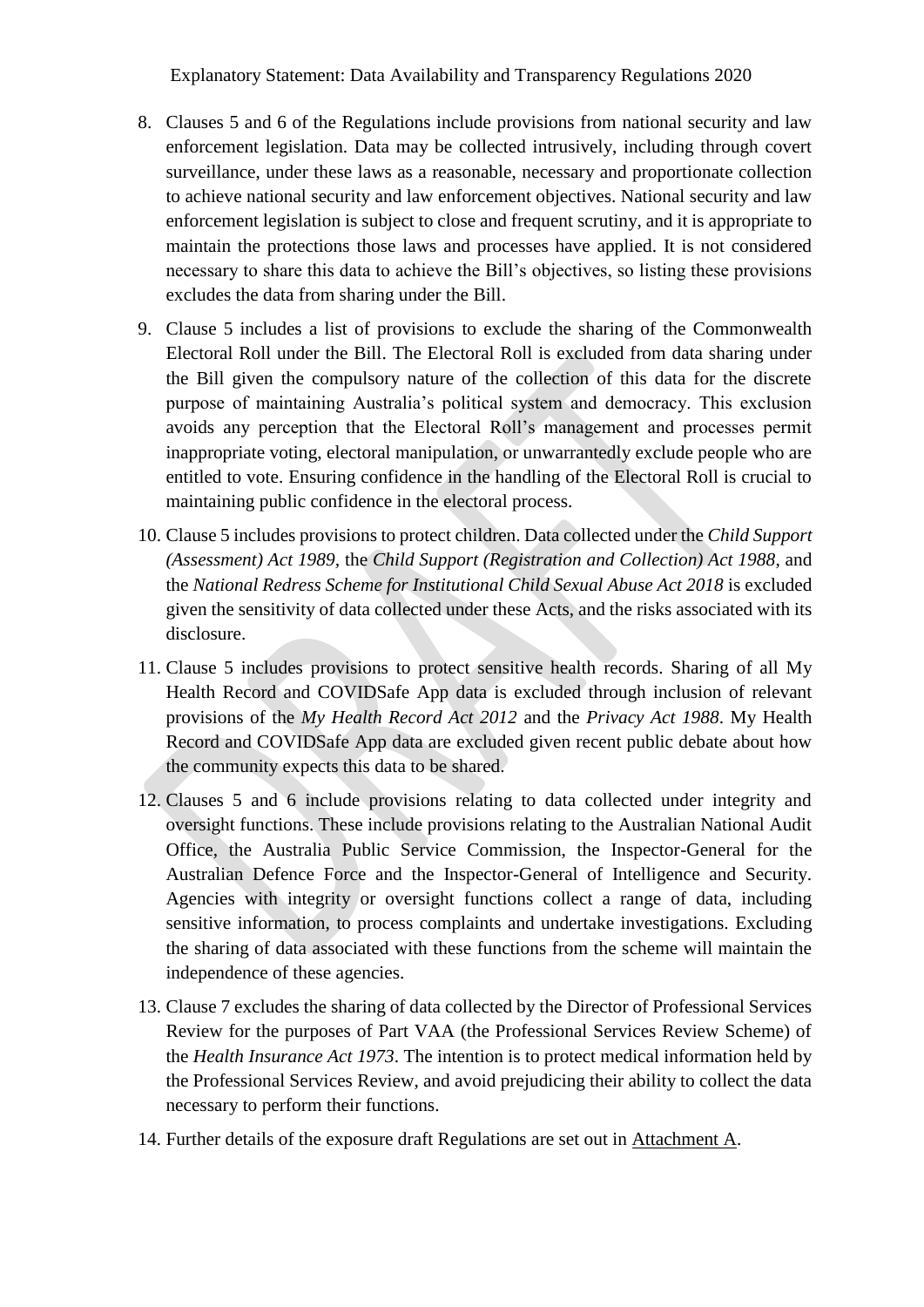8. Clauses 5 and 6 of the Regulations include provisions from national security and law enforcement legislation. Data may be collected intrusively, including through covert surveillance, under these laws as a reasonable, necessary and proportionate collection to achieve national security and law enforcement objectives. National security and law enforcement legislation is subject to close and frequent scrutiny, and it is appropriate to maintain the protections those laws and processes have applied. It is not considered necessary to share this data to achieve the Bill's objectives, so listing these provisions excludes the data from sharing under the Bill.

9. Clause 5 includes a list of provisions to exclude the sharing of the Commonwealth Electoral Roll under the Bill. The Electoral Roll is excluded from data sharing under the Bill given the compulsory nature of the collection of this data for the discrete purpose of maintaining Australia's political system and democracy. This exclusion avoids any perception that the Electoral Roll's management and processes permit inappropriate voting, electoral manipulation, or unwarrantedly exclude people who are entitled to vote. Ensuring confidence in the handling of the Electoral Roll is crucial to maintaining public confidence in the electoral process.

10. Clause 5 includes provisions to protect children. Data collected under the *Child Support (Assessment) Act 1989*, the *Child Support (Registration and Collection) Act 1988*, and the *National Redress Scheme for Institutional Child Sexual Abuse Act 2018* is excluded given the sensitivity of data collected under these Acts, and the risks associated with its disclosure.

11. Clause 5 includes provisions to protect sensitive health records. Sharing of all My Health Record and COVIDSafe App data is excluded through inclusion of relevant provisions of the *My Health Record Act 2012* and the *Privacy Act 1988*. My Health Record and COVIDSafe App data are excluded given recent public debate about how the community expects this data to be shared.

12. Clauses 5 and 6 include provisions relating to data collected under integrity and oversight functions. These include provisions relating to the Australian National Audit Office, the Australia Public Service Commission, the Inspector-General for the Australian Defence Force and the Inspector-General of Intelligence and Security. Agencies with integrity or oversight functions collect a range of data, including sensitive information, to process complaints and undertake investigations. Excluding the sharing of data associated with these functions from the scheme will maintain the independence of these agencies.

13. Clause 7 excludes the sharing of data collected by the Director of Professional Services Review for the purposes of Part VAA (the Professional Services Review Scheme) of the *Health Insurance Act 1973*. The intention is to protect medical information held by the Professional Services Review, and avoid prejudicing their ability to collect the data necessary to perform their functions.

14. Further details of the exposure draft Regulations are set out in Attachment A.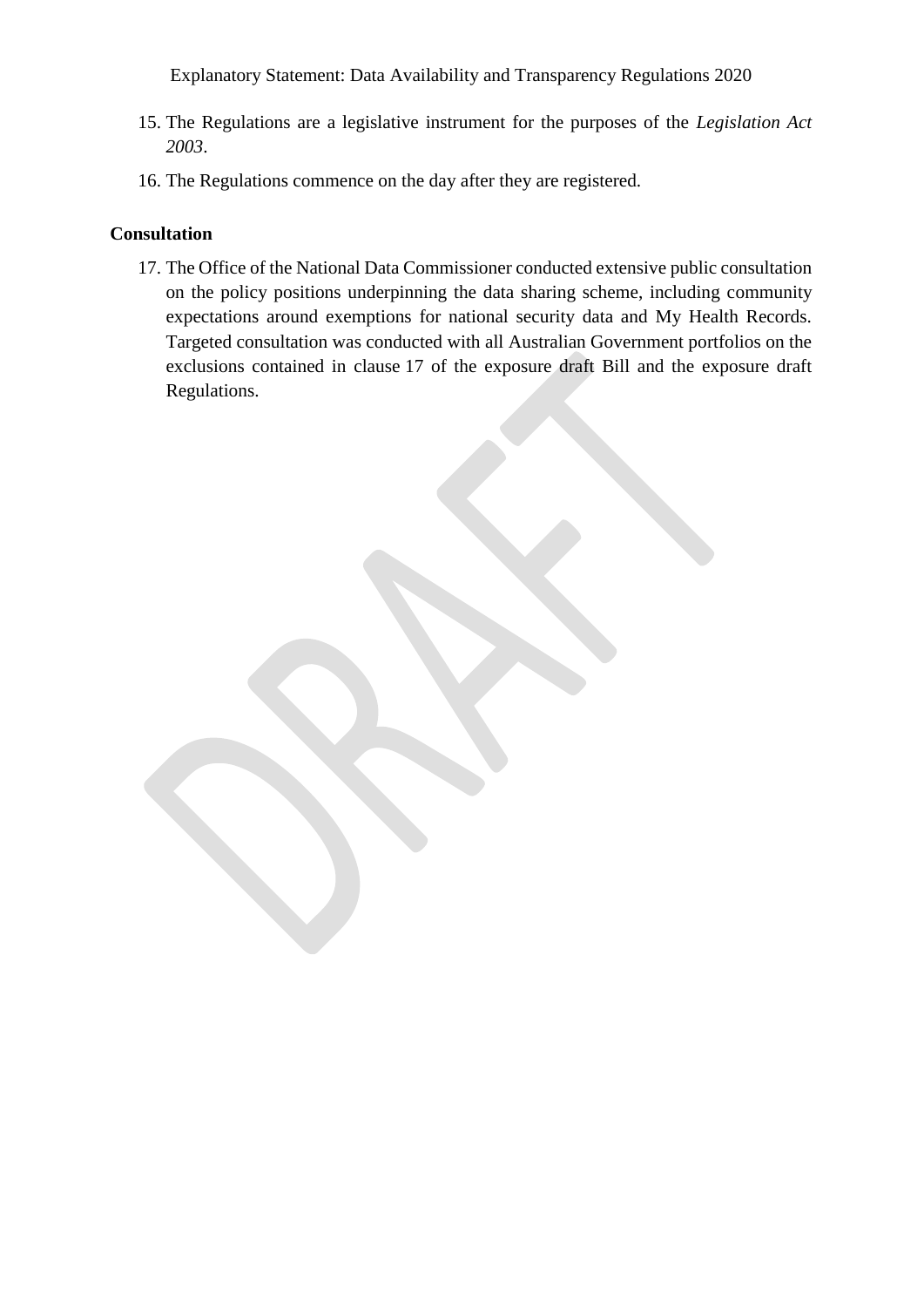15. The Regulations are a legislative instrument for the purposes of the *Legislation Act 2003*.

16. The Regulations commence on the day after they are registered.

**Consultation**

17. The Office of the National Data Commissioner conducted extensive public consultation on the policy positions underpinning the data sharing scheme, including community expectations around exemptions for national security data and My Health Records. Targeted consultation was conducted with all Australian Government portfolios on the exclusions contained in clause 17 of the exposure draft Bill and the exposure draft Regulations.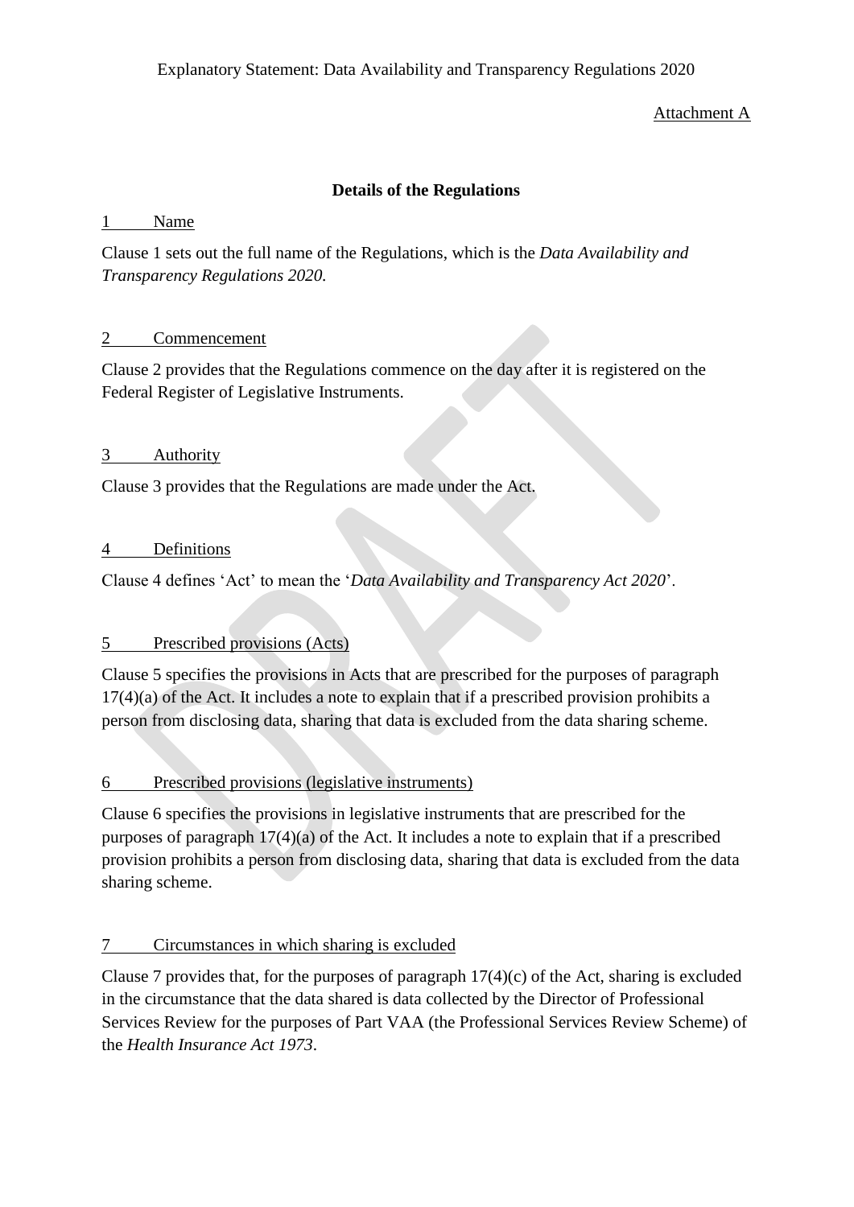Attachment A

## Details of the Regulations

1 Name

Clause 1 sets out the full name of the Regulations, which is the *Data Availability and Transparency Regulations 2020*.

2 Commencement

Clause 2 provides that the Regulations commence on the day after it is registered on the Federal Register of Legislative Instruments.

3 Authority

Clause 3 provides that the Regulations are made under the Act.

4 Definitions

Clause 4 defines 'Act' to mean the '*Data Availability and Transparency Act 2020*'.

5 Prescribed provisions (Acts)

Clause 5 specifies the provisions in Acts that are prescribed for the purposes of paragraph 17(4)(a) of the Act. It includes a note to explain that if a prescribed provision prohibits a person from disclosing data, sharing that data is excluded from the data sharing scheme.

6 Prescribed provisions (legislative instruments)

Clause 6 specifies the provisions in legislative instruments that are prescribed for the purposes of paragraph 17(4)(a) of the Act. It includes a note to explain that if a prescribed provision prohibits a person from disclosing data, sharing that data is excluded from the data sharing scheme.

7 Circumstances in which sharing is excluded

Clause 7 provides that, for the purposes of paragraph 17(4)(c) of the Act, sharing is excluded in the circumstance that the data shared is data collected by the Director of Professional Services Review for the purposes of Part VAA (the Professional Services Review Scheme) of the *Health Insurance Act 1973*.